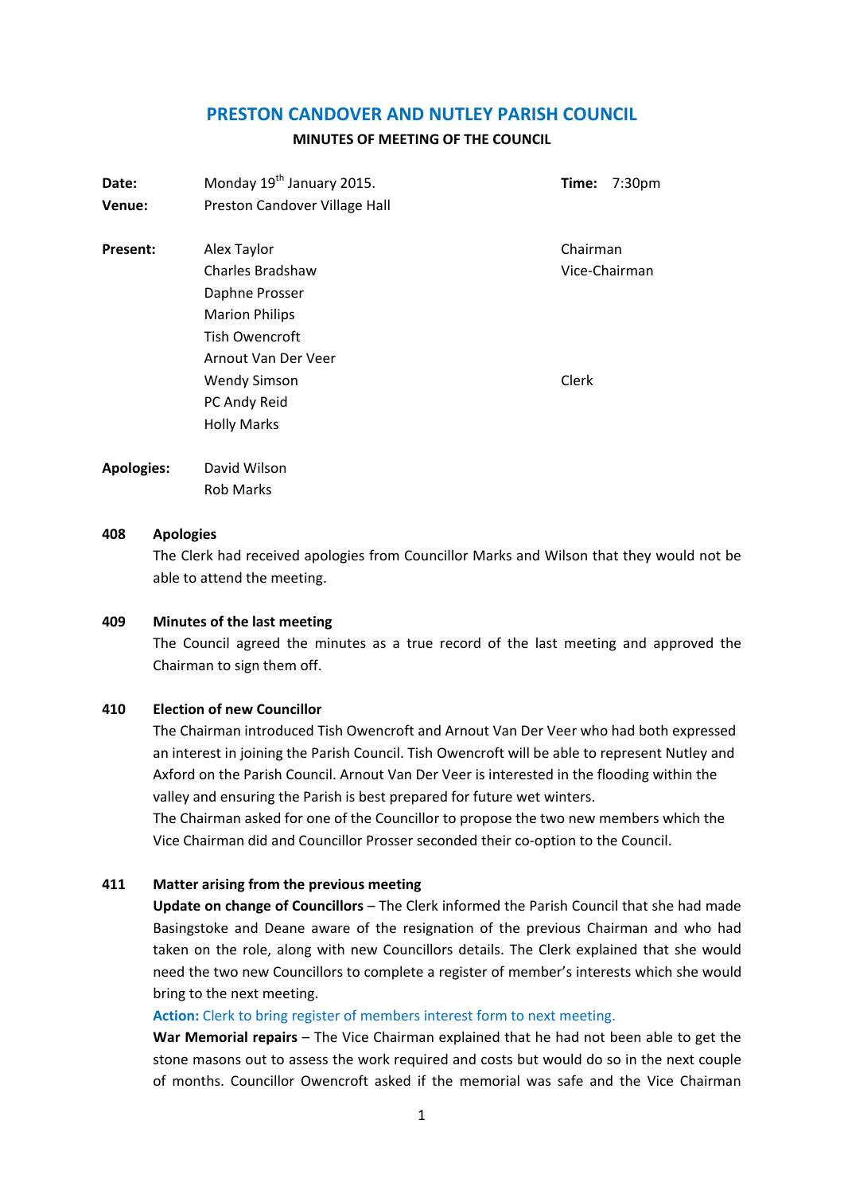# PRESTON CANDOVER AND NUTLEY PARISH COUNCIL

## MINUTES OF MEETING OF THE COUNCIL

| | | | |
|---|---|---|---|
| **Date:** | Monday 19th January 2015. | **Time:** | 7:30pm |
| **Venue:** | Preston Candover Village Hall | | |

| | | |
|---|---|---|
| **Present:** | Alex Taylor | Chairman |
| | Charles Bradshaw | Vice-Chairman |
| | Daphne Prosser | |
| | Marion Philips | |
| | Tish Owencroft | |
| | Arnout Van Der Veer | |
| | Wendy Simson | Clerk |
| | PC Andy Reid | |
| | Holly Marks | |
| **Apologies:** | David Wilson | |
| | Rob Marks | |

### 408 Apologies

The Clerk had received apologies from Councillor Marks and Wilson that they would not be able to attend the meeting.

### 409 Minutes of the last meeting

The Council agreed the minutes as a true record of the last meeting and approved the Chairman to sign them off.

### 410 Election of new Councillor

The Chairman introduced Tish Owencroft and Arnout Van Der Veer who had both expressed an interest in joining the Parish Council. Tish Owencroft will be able to represent Nutley and Axford on the Parish Council. Arnout Van Der Veer is interested in the flooding within the valley and ensuring the Parish is best prepared for future wet winters.

The Chairman asked for one of the Councillor to propose the two new members which the Vice Chairman did and Councillor Prosser seconded their co-option to the Council.

### 411 Matter arising from the previous meeting

**Update on change of Councillors** – The Clerk informed the Parish Council that she had made Basingstoke and Deane aware of the resignation of the previous Chairman and who had taken on the role, along with new Councillors details. The Clerk explained that she would need the two new Councillors to complete a register of member's interests which she would bring to the next meeting.

**Action:** Clerk to bring register of members interest form to next meeting.

**War Memorial repairs** – The Vice Chairman explained that he had not been able to get the stone masons out to assess the work required and costs but would do so in the next couple of months. Councillor Owencroft asked if the memorial was safe and the Vice Chairman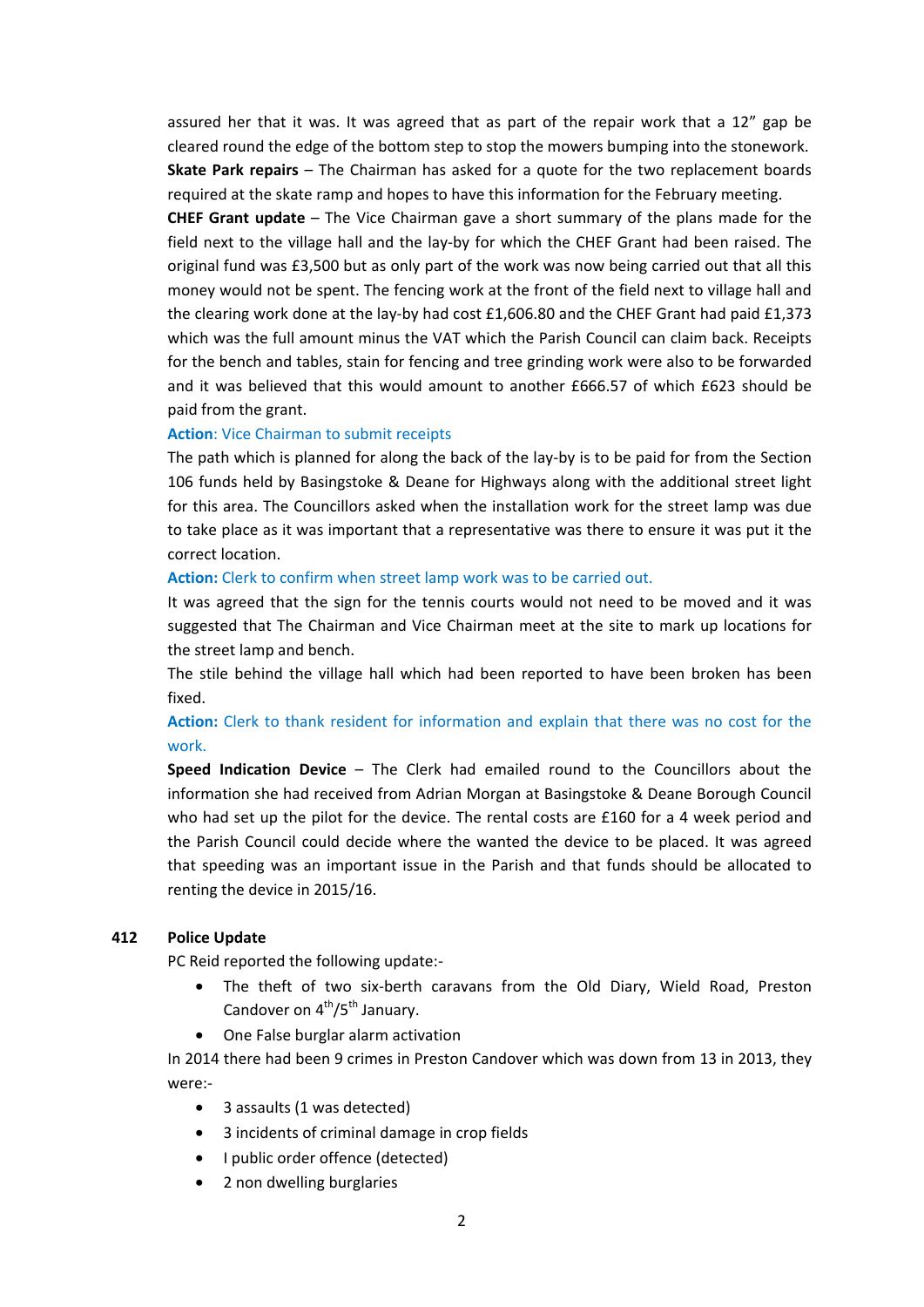assured her that it was. It was agreed that as part of the repair work that a 12" gap be cleared round the edge of the bottom step to stop the mowers bumping into the stonework.

**Skate Park repairs** – The Chairman has asked for a quote for the two replacement boards required at the skate ramp and hopes to have this information for the February meeting.

**CHEF Grant update** – The Vice Chairman gave a short summary of the plans made for the field next to the village hall and the lay-by for which the CHEF Grant had been raised. The original fund was £3,500 but as only part of the work was now being carried out that all this money would not be spent. The fencing work at the front of the field next to village hall and the clearing work done at the lay-by had cost £1,606.80 and the CHEF Grant had paid £1,373 which was the full amount minus the VAT which the Parish Council can claim back. Receipts for the bench and tables, stain for fencing and tree grinding work were also to be forwarded and it was believed that this would amount to another £666.57 of which £623 should be paid from the grant.

**Action**: Vice Chairman to submit receipts

The path which is planned for along the back of the lay-by is to be paid for from the Section 106 funds held by Basingstoke & Deane for Highways along with the additional street light for this area. The Councillors asked when the installation work for the street lamp was due to take place as it was important that a representative was there to ensure it was put it the correct location.

**Action:** Clerk to confirm when street lamp work was to be carried out.

It was agreed that the sign for the tennis courts would not need to be moved and it was suggested that The Chairman and Vice Chairman meet at the site to mark up locations for the street lamp and bench.

The stile behind the village hall which had been reported to have been broken has been fixed.

**Action:** Clerk to thank resident for information and explain that there was no cost for the work.

**Speed Indication Device** – The Clerk had emailed round to the Councillors about the information she had received from Adrian Morgan at Basingstoke & Deane Borough Council who had set up the pilot for the device. The rental costs are £160 for a 4 week period and the Parish Council could decide where the wanted the device to be placed. It was agreed that speeding was an important issue in the Parish and that funds should be allocated to renting the device in 2015/16.

**412 Police Update**

PC Reid reported the following update:-

- The theft of two six-berth caravans from the Old Diary, Wield Road, Preston Candover on 4th/5th January.
- One False burglar alarm activation

In 2014 there had been 9 crimes in Preston Candover which was down from 13 in 2013, they were:-

- 3 assaults (1 was detected)
- 3 incidents of criminal damage in crop fields
- I public order offence (detected)
- 2 non dwelling burglaries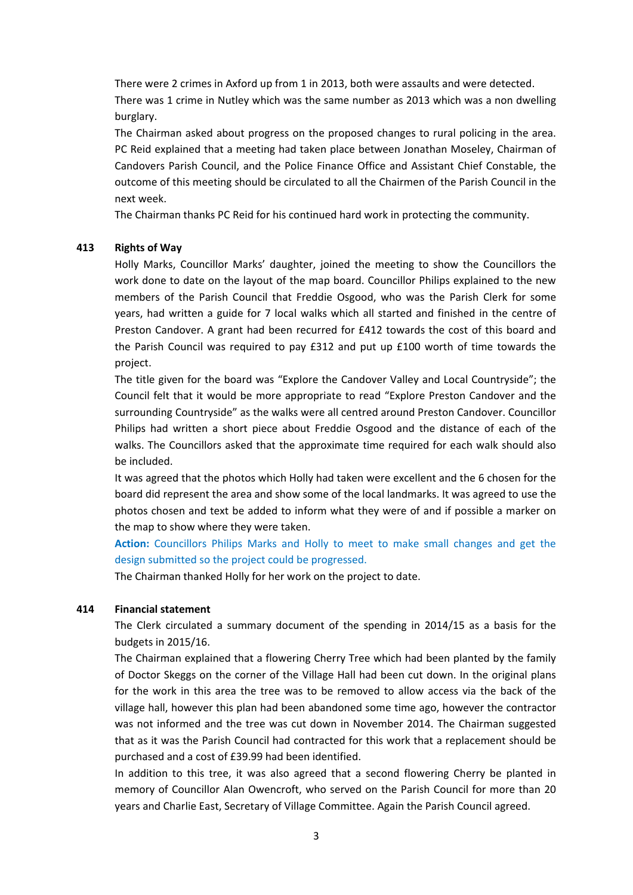There were 2 crimes in Axford up from 1 in 2013, both were assaults and were detected.

There was 1 crime in Nutley which was the same number as 2013 which was a non dwelling burglary.

The Chairman asked about progress on the proposed changes to rural policing in the area. PC Reid explained that a meeting had taken place between Jonathan Moseley, Chairman of Candovers Parish Council, and the Police Finance Office and Assistant Chief Constable, the outcome of this meeting should be circulated to all the Chairmen of the Parish Council in the next week.

The Chairman thanks PC Reid for his continued hard work in protecting the community.

**413 Rights of Way**

Holly Marks, Councillor Marks' daughter, joined the meeting to show the Councillors the work done to date on the layout of the map board. Councillor Philips explained to the new members of the Parish Council that Freddie Osgood, who was the Parish Clerk for some years, had written a guide for 7 local walks which all started and finished in the centre of Preston Candover. A grant had been recurred for £412 towards the cost of this board and the Parish Council was required to pay £312 and put up £100 worth of time towards the project.

The title given for the board was "Explore the Candover Valley and Local Countryside"; the Council felt that it would be more appropriate to read "Explore Preston Candover and the surrounding Countryside" as the walks were all centred around Preston Candover. Councillor Philips had written a short piece about Freddie Osgood and the distance of each of the walks. The Councillors asked that the approximate time required for each walk should also be included.

It was agreed that the photos which Holly had taken were excellent and the 6 chosen for the board did represent the area and show some of the local landmarks. It was agreed to use the photos chosen and text be added to inform what they were of and if possible a marker on the map to show where they were taken.

**Action:** Councillors Philips Marks and Holly to meet to make small changes and get the design submitted so the project could be progressed.

The Chairman thanked Holly for her work on the project to date.

**414 Financial statement**

The Clerk circulated a summary document of the spending in 2014/15 as a basis for the budgets in 2015/16.

The Chairman explained that a flowering Cherry Tree which had been planted by the family of Doctor Skeggs on the corner of the Village Hall had been cut down. In the original plans for the work in this area the tree was to be removed to allow access via the back of the village hall, however this plan had been abandoned some time ago, however the contractor was not informed and the tree was cut down in November 2014. The Chairman suggested that as it was the Parish Council had contracted for this work that a replacement should be purchased and a cost of £39.99 had been identified.

In addition to this tree, it was also agreed that a second flowering Cherry be planted in memory of Councillor Alan Owencroft, who served on the Parish Council for more than 20 years and Charlie East, Secretary of Village Committee. Again the Parish Council agreed.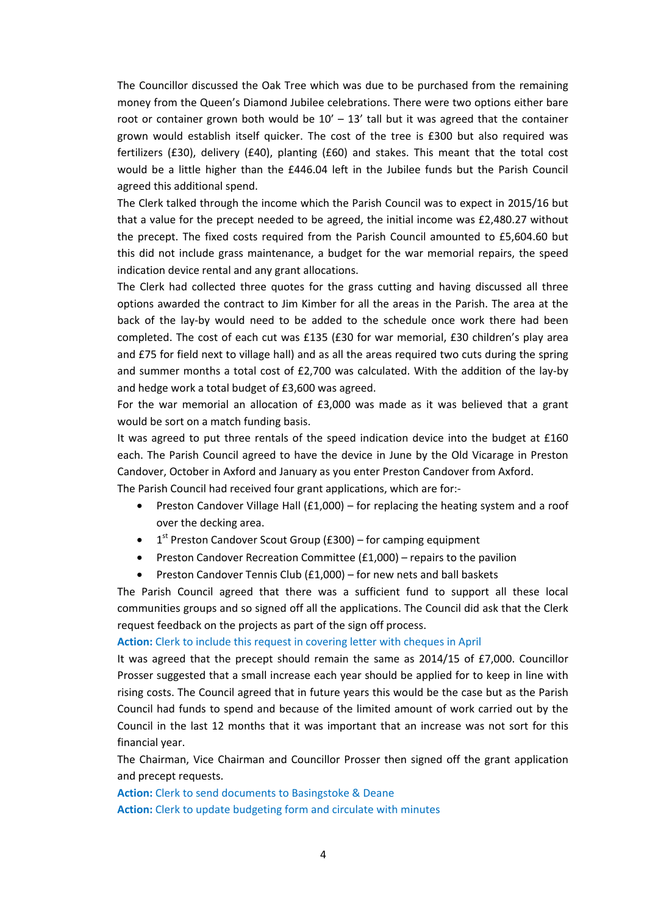The Councillor discussed the Oak Tree which was due to be purchased from the remaining money from the Queen's Diamond Jubilee celebrations. There were two options either bare root or container grown both would be 10' – 13' tall but it was agreed that the container grown would establish itself quicker. The cost of the tree is £300 but also required was fertilizers (£30), delivery (£40), planting (£60) and stakes. This meant that the total cost would be a little higher than the £446.04 left in the Jubilee funds but the Parish Council agreed this additional spend.

The Clerk talked through the income which the Parish Council was to expect in 2015/16 but that a value for the precept needed to be agreed, the initial income was £2,480.27 without the precept. The fixed costs required from the Parish Council amounted to £5,604.60 but this did not include grass maintenance, a budget for the war memorial repairs, the speed indication device rental and any grant allocations.

The Clerk had collected three quotes for the grass cutting and having discussed all three options awarded the contract to Jim Kimber for all the areas in the Parish. The area at the back of the lay-by would need to be added to the schedule once work there had been completed. The cost of each cut was £135 (£30 for war memorial, £30 children's play area and £75 for field next to village hall) and as all the areas required two cuts during the spring and summer months a total cost of £2,700 was calculated. With the addition of the lay-by and hedge work a total budget of £3,600 was agreed.

For the war memorial an allocation of £3,000 was made as it was believed that a grant would be sort on a match funding basis.

It was agreed to put three rentals of the speed indication device into the budget at £160 each. The Parish Council agreed to have the device in June by the Old Vicarage in Preston Candover, October in Axford and January as you enter Preston Candover from Axford.

The Parish Council had received four grant applications, which are for:-

- Preston Candover Village Hall (£1,000) – for replacing the heating system and a roof over the decking area.
- 1st Preston Candover Scout Group (£300) – for camping equipment
- Preston Candover Recreation Committee (£1,000) – repairs to the pavilion
- Preston Candover Tennis Club (£1,000) – for new nets and ball baskets

The Parish Council agreed that there was a sufficient fund to support all these local communities groups and so signed off all the applications. The Council did ask that the Clerk request feedback on the projects as part of the sign off process.

**Action:** Clerk to include this request in covering letter with cheques in April

It was agreed that the precept should remain the same as 2014/15 of £7,000. Councillor Prosser suggested that a small increase each year should be applied for to keep in line with rising costs. The Council agreed that in future years this would be the case but as the Parish Council had funds to spend and because of the limited amount of work carried out by the Council in the last 12 months that it was important that an increase was not sort for this financial year.

The Chairman, Vice Chairman and Councillor Prosser then signed off the grant application and precept requests.

**Action:** Clerk to send documents to Basingstoke & Deane

**Action:** Clerk to update budgeting form and circulate with minutes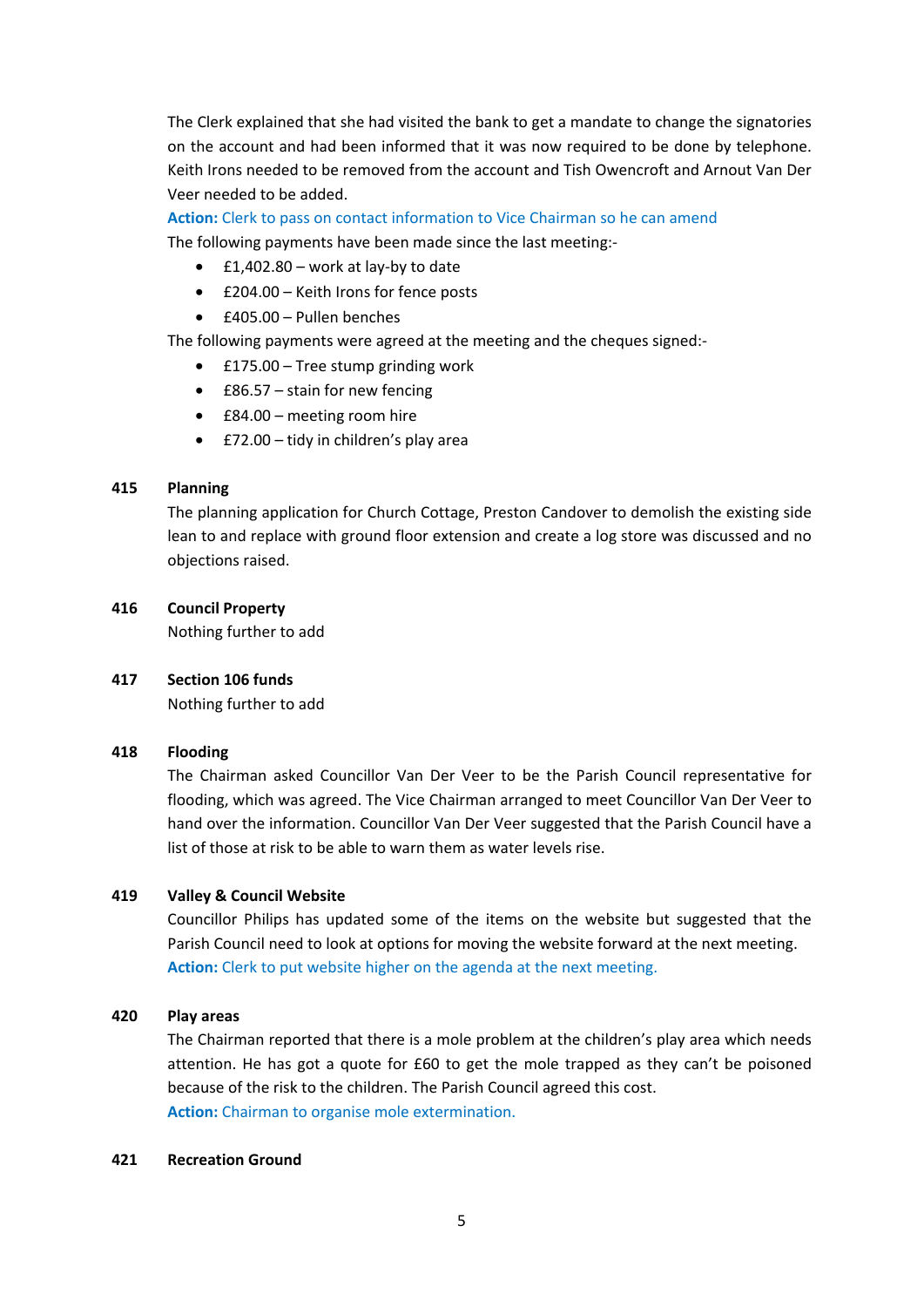The Clerk explained that she had visited the bank to get a mandate to change the signatories on the account and had been informed that it was now required to be done by telephone. Keith Irons needed to be removed from the account and Tish Owencroft and Arnout Van Der Veer needed to be added.

**Action:** Clerk to pass on contact information to Vice Chairman so he can amend

The following payments have been made since the last meeting:-

- £1,402.80 – work at lay-by to date
- £204.00 – Keith Irons for fence posts
- £405.00 – Pullen benches

The following payments were agreed at the meeting and the cheques signed:-

- £175.00 – Tree stump grinding work
- £86.57 – stain for new fencing
- £84.00 – meeting room hire
- £72.00 – tidy in children's play area

**415 Planning**

The planning application for Church Cottage, Preston Candover to demolish the existing side lean to and replace with ground floor extension and create a log store was discussed and no objections raised.

**416 Council Property**

Nothing further to add

**417 Section 106 funds**

Nothing further to add

**418 Flooding**

The Chairman asked Councillor Van Der Veer to be the Parish Council representative for flooding, which was agreed. The Vice Chairman arranged to meet Councillor Van Der Veer to hand over the information. Councillor Van Der Veer suggested that the Parish Council have a list of those at risk to be able to warn them as water levels rise.

**419 Valley & Council Website**

Councillor Philips has updated some of the items on the website but suggested that the Parish Council need to look at options for moving the website forward at the next meeting.

**Action:** Clerk to put website higher on the agenda at the next meeting.

**420 Play areas**

The Chairman reported that there is a mole problem at the children's play area which needs attention. He has got a quote for £60 to get the mole trapped as they can't be poisoned because of the risk to the children. The Parish Council agreed this cost.

**Action:** Chairman to organise mole extermination.

**421 Recreation Ground**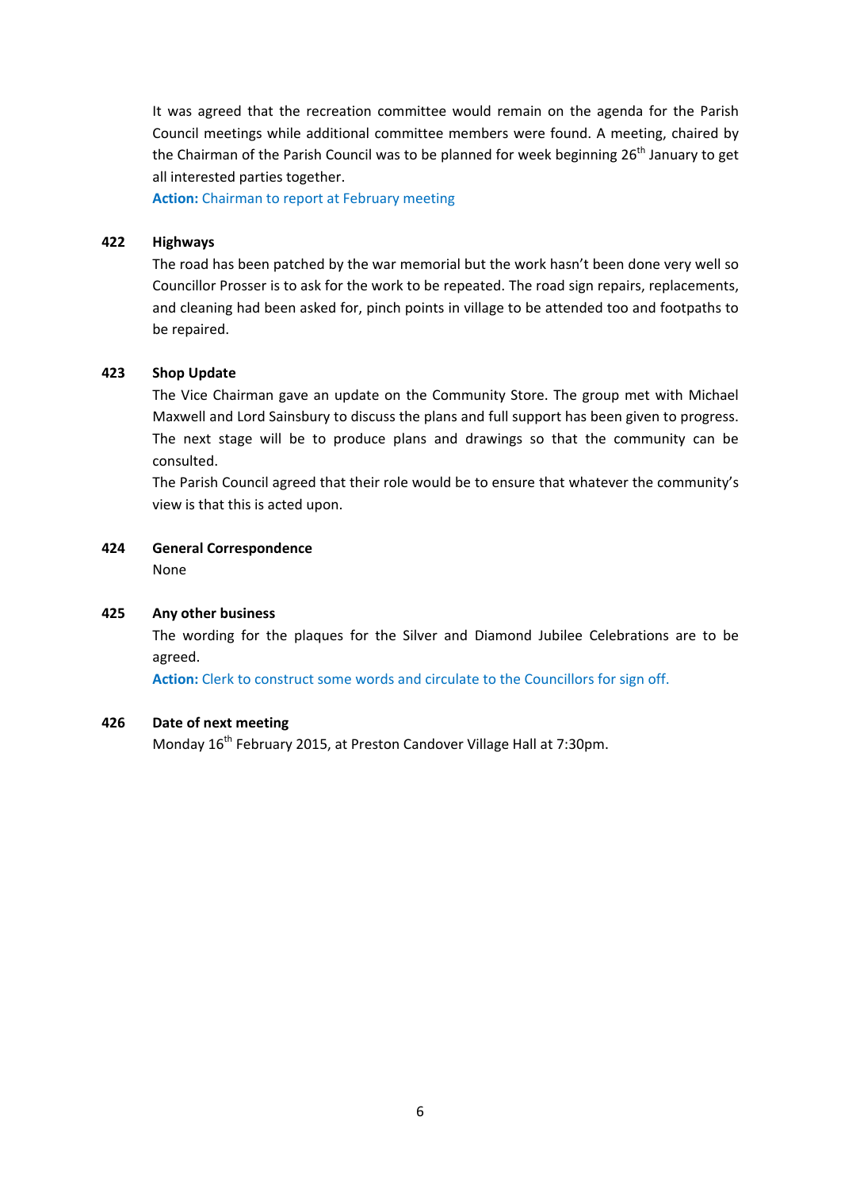It was agreed that the recreation committee would remain on the agenda for the Parish Council meetings while additional committee members were found. A meeting, chaired by the Chairman of the Parish Council was to be planned for week beginning 26th January to get all interested parties together.

**Action:** Chairman to report at February meeting

**422 Highways**

The road has been patched by the war memorial but the work hasn't been done very well so Councillor Prosser is to ask for the work to be repeated. The road sign repairs, replacements, and cleaning had been asked for, pinch points in village to be attended too and footpaths to be repaired.

**423 Shop Update**

The Vice Chairman gave an update on the Community Store. The group met with Michael Maxwell and Lord Sainsbury to discuss the plans and full support has been given to progress. The next stage will be to produce plans and drawings so that the community can be consulted.

The Parish Council agreed that their role would be to ensure that whatever the community's view is that this is acted upon.

**424 General Correspondence**

None

**425 Any other business**

The wording for the plaques for the Silver and Diamond Jubilee Celebrations are to be agreed.

**Action:** Clerk to construct some words and circulate to the Councillors for sign off.

**426 Date of next meeting**

Monday 16th February 2015, at Preston Candover Village Hall at 7:30pm.